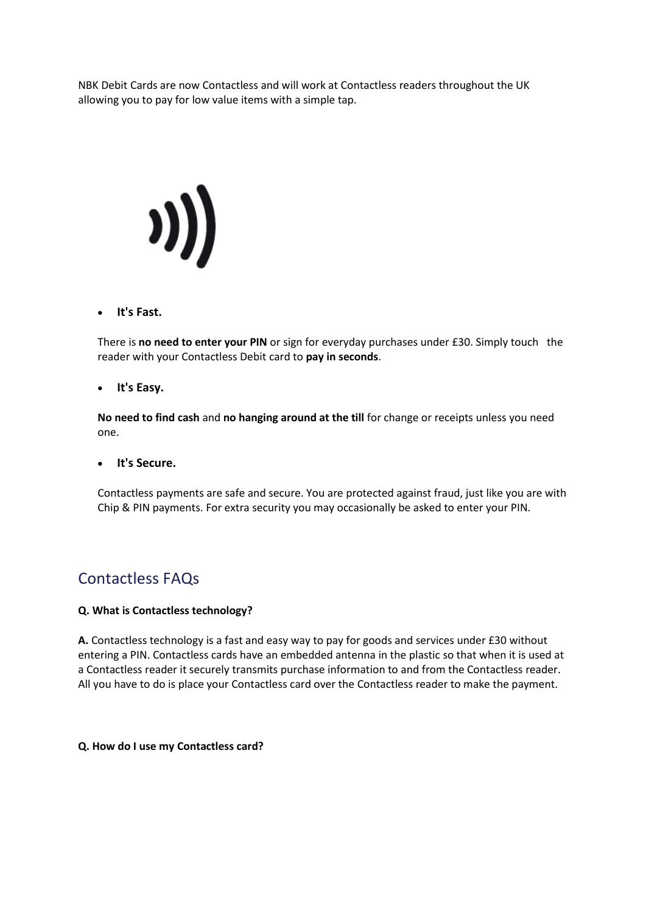NBK Debit Cards are now Contactless and will work at Contactless readers throughout the UK allowing you to pay for low value items with a simple tap.

- **It's Fast.**

  There is **no need to enter your PIN** or sign for everyday purchases under £30. Simply touch the reader with your Contactless Debit card to **pay in seconds**.

- **It's Easy.**

  **No need to find cash** and **no hanging around at the till** for change or receipts unless you need one.

- **It's Secure.**

  Contactless payments are safe and secure. You are protected against fraud, just like you are with Chip & PIN payments. For extra security you may occasionally be asked to enter your PIN.

## Contactless FAQs

**Q. What is Contactless technology?**

**A.** Contactless technology is a fast and easy way to pay for goods and services under £30 without entering a PIN. Contactless cards have an embedded antenna in the plastic so that when it is used at a Contactless reader it securely transmits purchase information to and from the Contactless reader. All you have to do is place your Contactless card over the Contactless reader to make the payment.

**Q. How do I use my Contactless card?**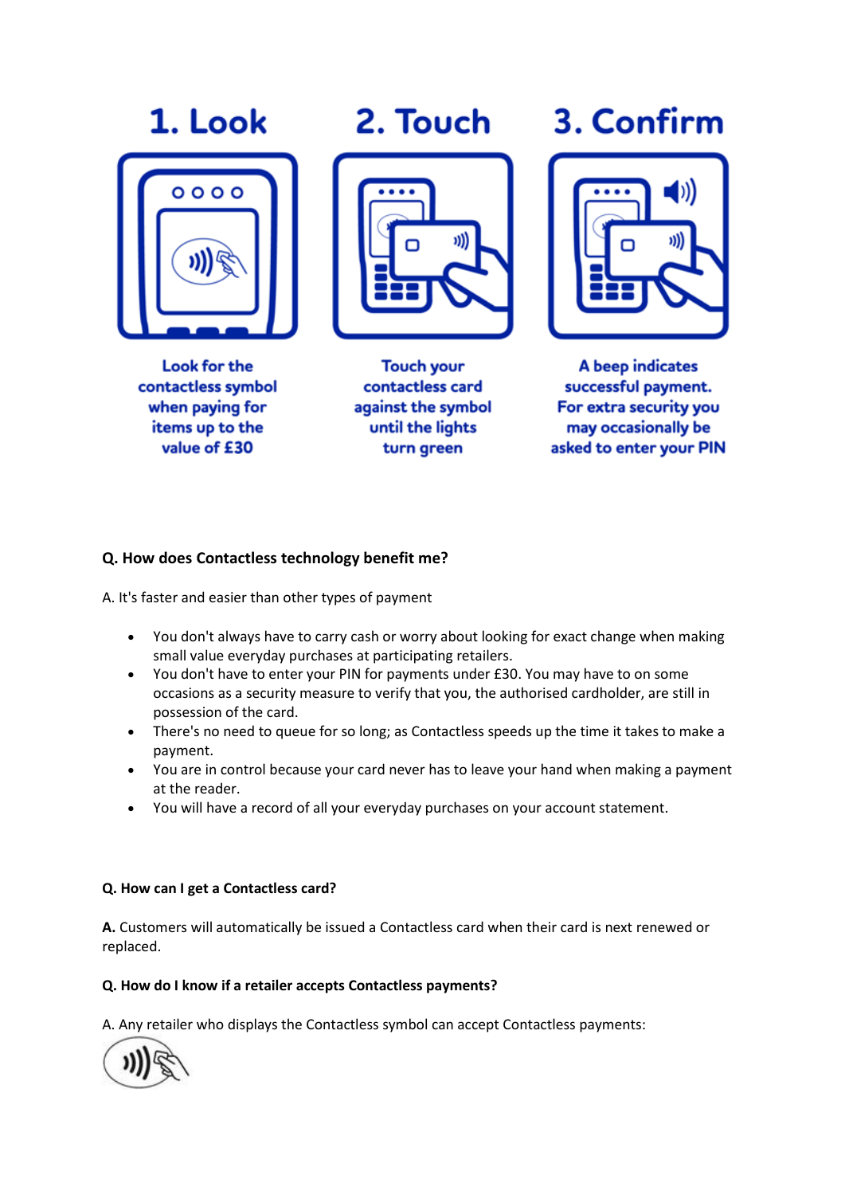## 1. Look

Look for the contactless symbol when paying for items up to the value of £30

## 2. Touch

Touch your contactless card against the symbol until the lights turn green

## 3. Confirm

A beep indicates successful payment. For extra security you may occasionally be asked to enter your PIN

**Q. How does Contactless technology benefit me?**

A. It's faster and easier than other types of payment

- You don't always have to carry cash or worry about looking for exact change when making small value everyday purchases at participating retailers.
- You don't have to enter your PIN for payments under £30. You may have to on some occasions as a security measure to verify that you, the authorised cardholder, are still in possession of the card.
- There's no need to queue for so long; as Contactless speeds up the time it takes to make a payment.
- You are in control because your card never has to leave your hand when making a payment at the reader.
- You will have a record of all your everyday purchases on your account statement.

**Q. How can I get a Contactless card?**

**A.** Customers will automatically be issued a Contactless card when their card is next renewed or replaced.

**Q. How do I know if a retailer accepts Contactless payments?**

A. Any retailer who displays the Contactless symbol can accept Contactless payments: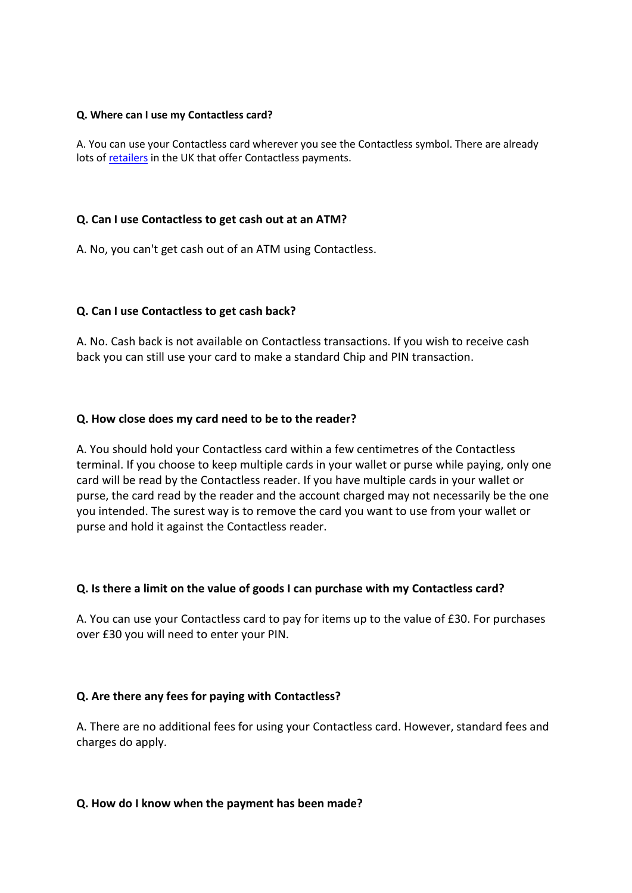**Q. Where can I use my Contactless card?**

A. You can use your Contactless card wherever you see the Contactless symbol. There are already lots of retailers in the UK that offer Contactless payments.

**Q. Can I use Contactless to get cash out at an ATM?**

A. No, you can't get cash out of an ATM using Contactless.

**Q. Can I use Contactless to get cash back?**

A. No. Cash back is not available on Contactless transactions. If you wish to receive cash back you can still use your card to make a standard Chip and PIN transaction.

**Q. How close does my card need to be to the reader?**

A. You should hold your Contactless card within a few centimetres of the Contactless terminal. If you choose to keep multiple cards in your wallet or purse while paying, only one card will be read by the Contactless reader. If you have multiple cards in your wallet or purse, the card read by the reader and the account charged may not necessarily be the one you intended. The surest way is to remove the card you want to use from your wallet or purse and hold it against the Contactless reader.

**Q. Is there a limit on the value of goods I can purchase with my Contactless card?**

A. You can use your Contactless card to pay for items up to the value of £30. For purchases over £30 you will need to enter your PIN.

**Q. Are there any fees for paying with Contactless?**

A. There are no additional fees for using your Contactless card. However, standard fees and charges do apply.

**Q. How do I know when the payment has been made?**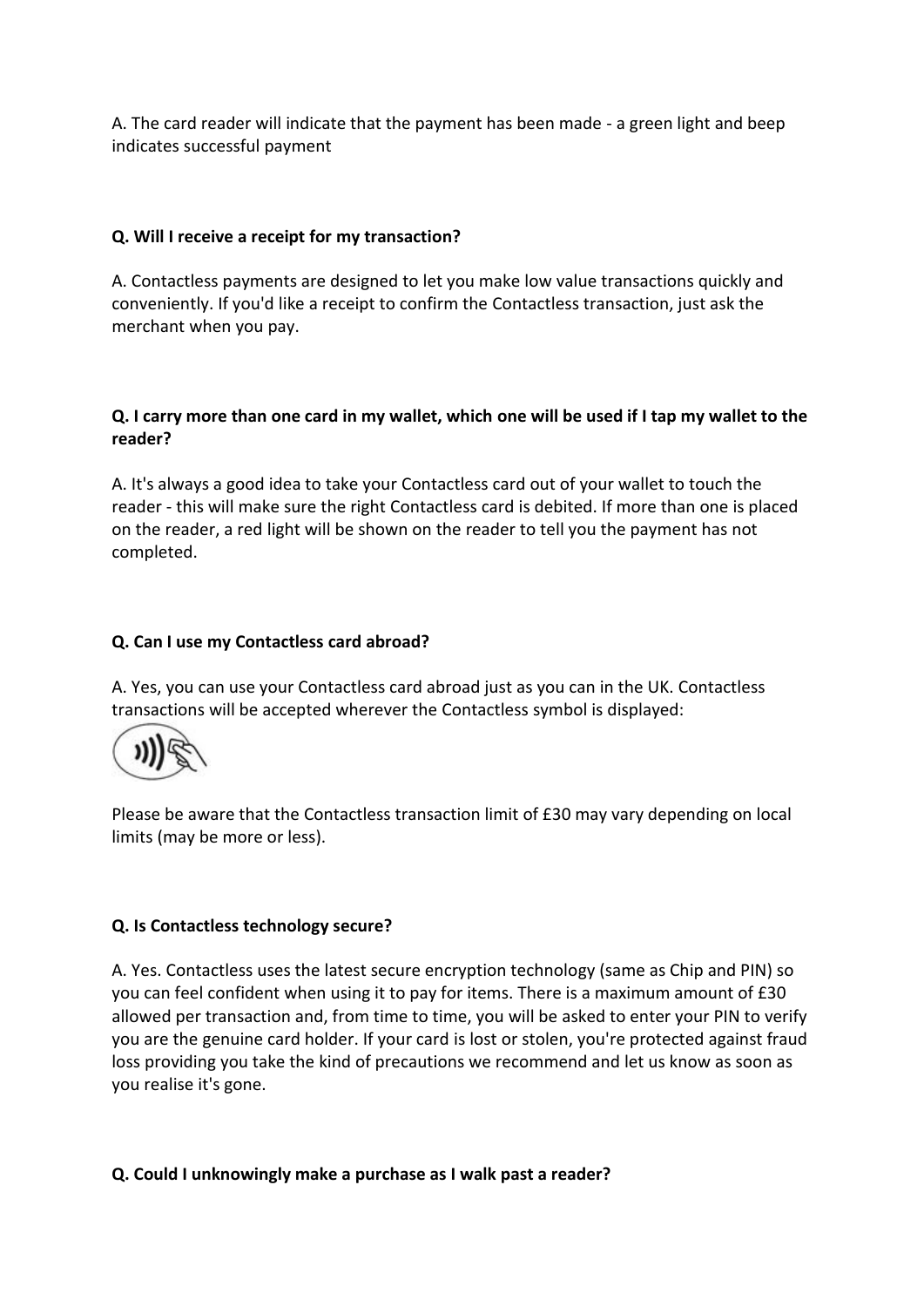A. The card reader will indicate that the payment has been made - a green light and beep indicates successful payment

**Q. Will I receive a receipt for my transaction?**

A. Contactless payments are designed to let you make low value transactions quickly and conveniently. If you'd like a receipt to confirm the Contactless transaction, just ask the merchant when you pay.

**Q. I carry more than one card in my wallet, which one will be used if I tap my wallet to the reader?**

A. It's always a good idea to take your Contactless card out of your wallet to touch the reader - this will make sure the right Contactless card is debited. If more than one is placed on the reader, a red light will be shown on the reader to tell you the payment has not completed.

**Q. Can I use my Contactless card abroad?**

A. Yes, you can use your Contactless card abroad just as you can in the UK. Contactless transactions will be accepted wherever the Contactless symbol is displayed:

Please be aware that the Contactless transaction limit of £30 may vary depending on local limits (may be more or less).

**Q. Is Contactless technology secure?**

A. Yes. Contactless uses the latest secure encryption technology (same as Chip and PIN) so you can feel confident when using it to pay for items. There is a maximum amount of £30 allowed per transaction and, from time to time, you will be asked to enter your PIN to verify you are the genuine card holder. If your card is lost or stolen, you're protected against fraud loss providing you take the kind of precautions we recommend and let us know as soon as you realise it's gone.

**Q. Could I unknowingly make a purchase as I walk past a reader?**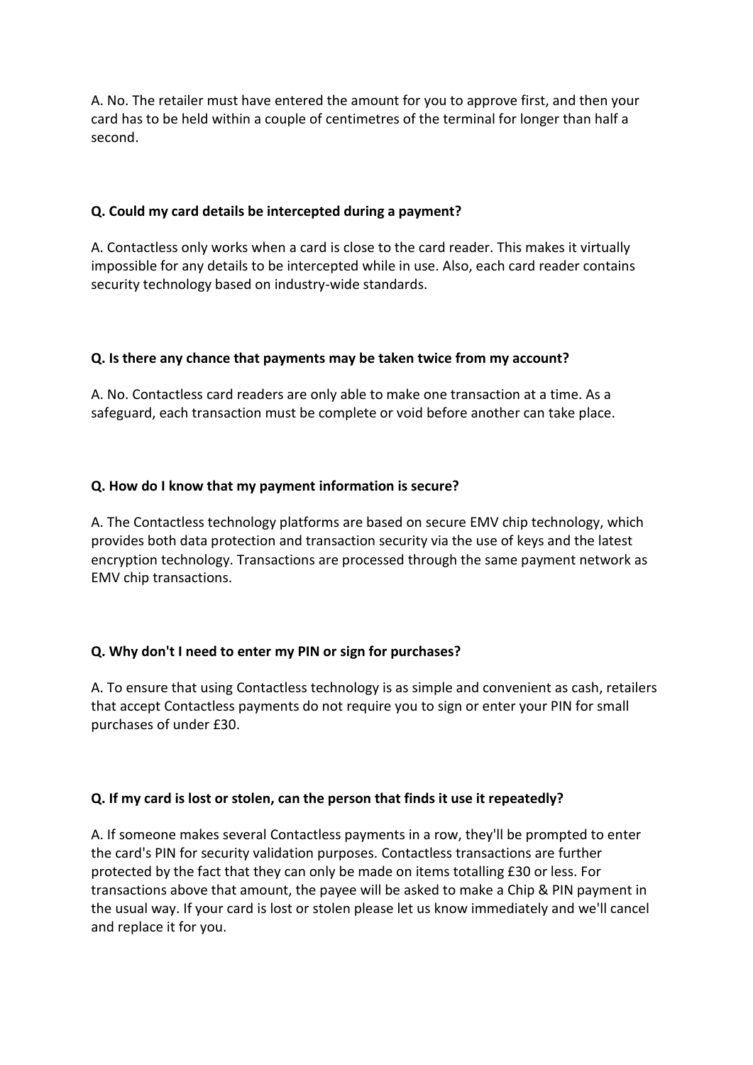A. No. The retailer must have entered the amount for you to approve first, and then your card has to be held within a couple of centimetres of the terminal for longer than half a second.

**Q. Could my card details be intercepted during a payment?**

A. Contactless only works when a card is close to the card reader. This makes it virtually impossible for any details to be intercepted while in use. Also, each card reader contains security technology based on industry-wide standards.

**Q. Is there any chance that payments may be taken twice from my account?**

A. No. Contactless card readers are only able to make one transaction at a time. As a safeguard, each transaction must be complete or void before another can take place.

**Q. How do I know that my payment information is secure?**

A. The Contactless technology platforms are based on secure EMV chip technology, which provides both data protection and transaction security via the use of keys and the latest encryption technology. Transactions are processed through the same payment network as EMV chip transactions.

**Q. Why don't I need to enter my PIN or sign for purchases?**

A. To ensure that using Contactless technology is as simple and convenient as cash, retailers that accept Contactless payments do not require you to sign or enter your PIN for small purchases of under £30.

**Q. If my card is lost or stolen, can the person that finds it use it repeatedly?**

A. If someone makes several Contactless payments in a row, they'll be prompted to enter the card's PIN for security validation purposes. Contactless transactions are further protected by the fact that they can only be made on items totalling £30 or less. For transactions above that amount, the payee will be asked to make a Chip & PIN payment in the usual way. If your card is lost or stolen please let us know immediately and we'll cancel and replace it for you.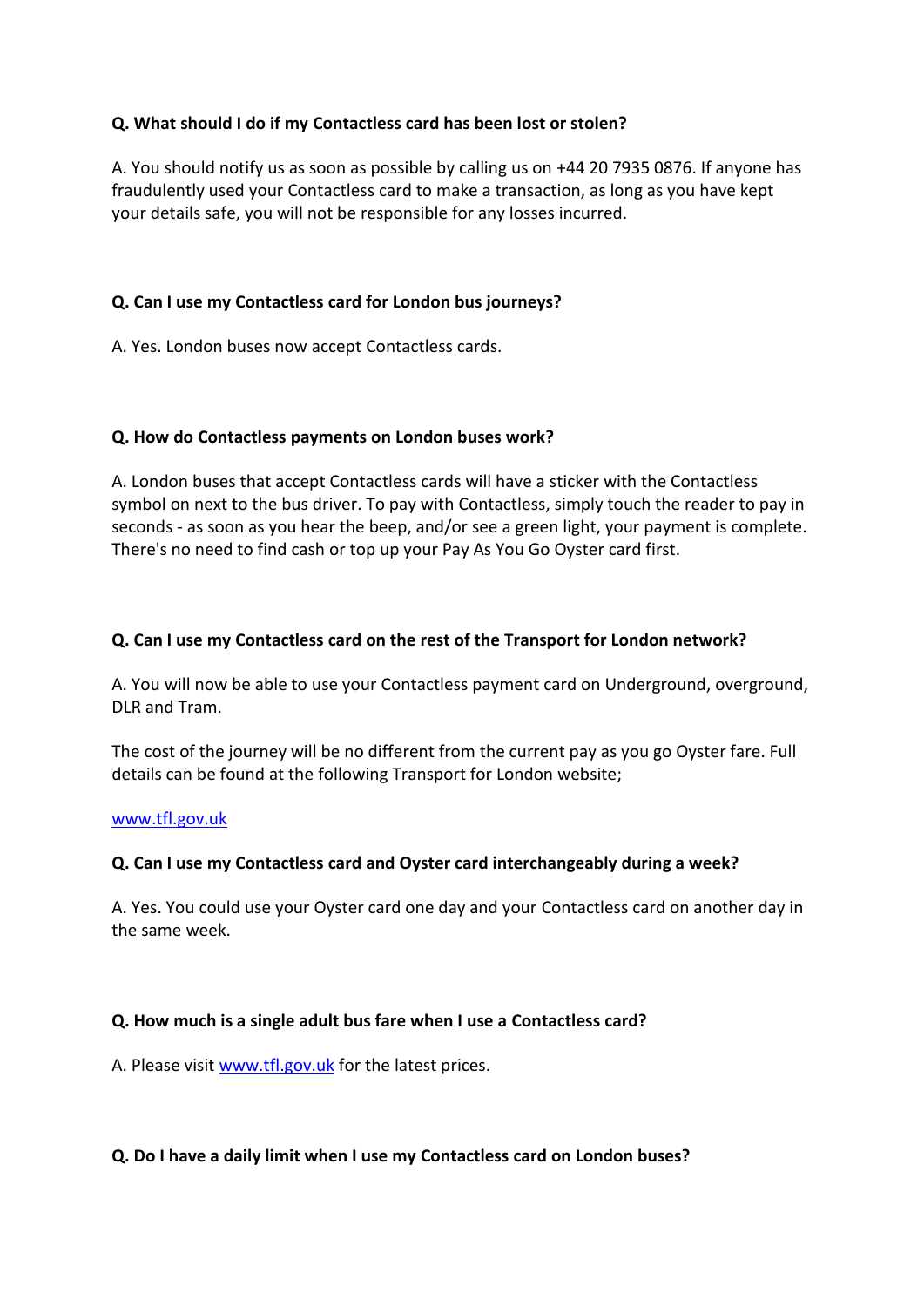**Q. What should I do if my Contactless card has been lost or stolen?**

A. You should notify us as soon as possible by calling us on +44 20 7935 0876. If anyone has fraudulently used your Contactless card to make a transaction, as long as you have kept your details safe, you will not be responsible for any losses incurred.

**Q. Can I use my Contactless card for London bus journeys?**

A. Yes. London buses now accept Contactless cards.

**Q. How do Contactless payments on London buses work?**

A. London buses that accept Contactless cards will have a sticker with the Contactless symbol on next to the bus driver. To pay with Contactless, simply touch the reader to pay in seconds - as soon as you hear the beep, and/or see a green light, your payment is complete. There's no need to find cash or top up your Pay As You Go Oyster card first.

**Q. Can I use my Contactless card on the rest of the Transport for London network?**

A. You will now be able to use your Contactless payment card on Underground, overground, DLR and Tram.

The cost of the journey will be no different from the current pay as you go Oyster fare. Full details can be found at the following Transport for London website;

[www.tfl.gov.uk](http://www.tfl.gov.uk)

**Q. Can I use my Contactless card and Oyster card interchangeably during a week?**

A. Yes. You could use your Oyster card one day and your Contactless card on another day in the same week.

**Q. How much is a single adult bus fare when I use a Contactless card?**

A. Please visit [www.tfl.gov.uk](http://www.tfl.gov.uk) for the latest prices.

**Q. Do I have a daily limit when I use my Contactless card on London buses?**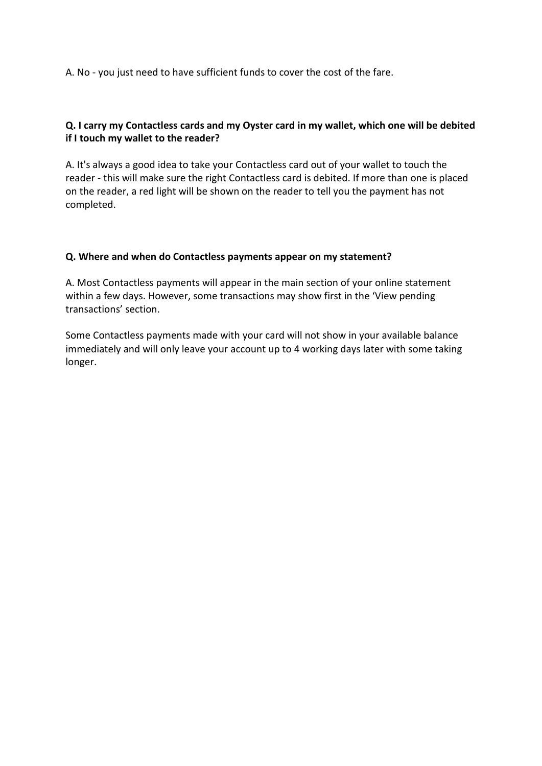A. No - you just need to have sufficient funds to cover the cost of the fare.

**Q. I carry my Contactless cards and my Oyster card in my wallet, which one will be debited if I touch my wallet to the reader?**

A. It's always a good idea to take your Contactless card out of your wallet to touch the reader - this will make sure the right Contactless card is debited. If more than one is placed on the reader, a red light will be shown on the reader to tell you the payment has not completed.

**Q. Where and when do Contactless payments appear on my statement?**

A. Most Contactless payments will appear in the main section of your online statement within a few days. However, some transactions may show first in the 'View pending transactions' section.

Some Contactless payments made with your card will not show in your available balance immediately and will only leave your account up to 4 working days later with some taking longer.